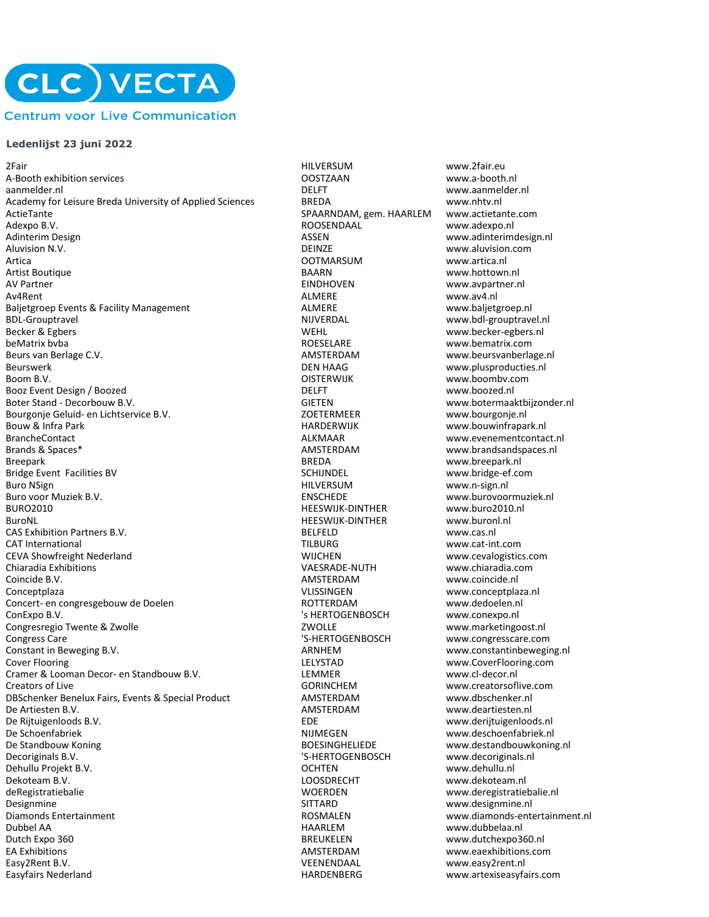CLC VECTA

Centrum voor Live Communication

**Ledenlijst 23 juni 2022**

| | | |
|---|---|---|
| 2Fair | HILVERSUM | www.2fair.eu |
| A-Booth exhibition services | OOSTZAAN | www.a-booth.nl |
| aanmelder.nl | DELFT | www.aanmelder.nl |
| Academy for Leisure Breda University of Applied Sciences | BREDA | www.nhtv.nl |
| ActieTante | SPAARNDAM, gem. HAARLEM | www.actietante.com |
| Adexpo B.V. | ROOSENDAAL | www.adexpo.nl |
| Adinterim Design | ASSEN | www.adinterimdesign.nl |
| Aluvision N.V. | DEINZE | www.aluvision.com |
| Artica | OOTMARSUM | www.artica.nl |
| Artist Boutique | BAARN | www.hottown.nl |
| AV Partner | EINDHOVEN | www.avpartner.nl |
| Av4Rent | ALMERE | www.av4.nl |
| Baljetgroep Events & Facility Management | ALMERE | www.baljetgroep.nl |
| BDL-Grouptravel | NIJVERDAL | www.bdl-grouptravel.nl |
| Becker & Egbers | WEHL | www.becker-egbers.nl |
| beMatrix bvba | ROESELARE | www.bematrix.com |
| Beurs van Berlage C.V. | AMSTERDAM | www.beursvanberlage.nl |
| Beurswerk | DEN HAAG | www.plusproducties.nl |
| Boom B.V. | OISTERWIJK | www.boombv.com |
| Booz Event Design / Boozed | DELFT | www.boozed.nl |
| Boter Stand - Decorbouw B.V. | GIETEN | www.botermaaktbijzonder.nl |
| Bourgonje Geluid- en Lichtservice B.V. | ZOETERMEER | www.bourgonje.nl |
| Bouw & Infra Park | HARDERWIJK | www.bouwinfrapark.nl |
| BrancheContact | ALKMAAR | www.evenementcontact.nl |
| Brands & Spaces* | AMSTERDAM | www.brandsandspaces.nl |
| Breepark | BREDA | www.breepark.nl |
| Bridge Event Facilities BV | SCHIJNDEL | www.bridge-ef.com |
| Buro NSign | HILVERSUM | www.n-sign.nl |
| Buro voor Muziek B.V. | ENSCHEDE | www.burovoormuziek.nl |
| BURO2010 | HEESWIJK-DINTHER | www.buro2010.nl |
| BuroNL | HEESWIJK-DINTHER | www.buronl.nl |
| CAS Exhibition Partners B.V. | BELFELD | www.cas.nl |
| CAT International | TILBURG | www.cat-int.com |
| CEVA Showfreight Nederland | WIJCHEN | www.cevalogistics.com |
| Chiaradia Exhibitions | VAESRADE-NUTH | www.chiaradia.com |
| Coincide B.V. | AMSTERDAM | www.coincide.nl |
| Conceptplaza | VLISSINGEN | www.conceptplaza.nl |
| Concert- en congresgebouw de Doelen | ROTTERDAM | www.dedoelen.nl |
| ConExpo B.V. | 's HERTOGENBOSCH | www.conexpo.nl |
| Congresregio Twente & Zwolle | ZWOLLE | www.marketingoost.nl |
| Congress Care | 'S-HERTOGENBOSCH | www.congresscare.com |
| Constant in Beweging B.V. | ARNHEM | www.constantinbeweging.nl |
| Cover Flooring | LELYSTAD | www.CoverFlooring.com |
| Cramer & Looman Decor- en Standbouw B.V. | LEMMER | www.cl-decor.nl |
| Creators of Live | GORINCHEM | www.creatorsoflive.com |
| DBSchenker Benelux Fairs, Events & Special Product | AMSTERDAM | www.dbschenker.nl |
| De Artiesten B.V. | AMSTERDAM | www.deartiesten.nl |
| De Rijtuigenloods B.V. | EDE | www.derijtuigenloods.nl |
| De Schoenfabriek | NIJMEGEN | www.deschoenfabriek.nl |
| De Standbouw Koning | BOESINGHELIEDE | www.destandbouwkoning.nl |
| Decoriginals B.V. | 'S-HERTOGENBOSCH | www.decoriginals.nl |
| Dehullu Projekt B.V. | OCHTEN | www.dehullu.nl |
| Dekoteam B.V. | LOOSDRECHT | www.dekoteam.nl |
| deRegistratiebalie | WOERDEN | www.deregistratiebalie.nl |
| Designmine | SITTARD | www.designmine.nl |
| Diamonds Entertainment | ROSMALEN | www.diamonds-entertainment.nl |
| Dubbel AA | HAARLEM | www.dubbelaa.nl |
| Dutch Expo 360 | BREUKELEN | www.dutchexpo360.nl |
| EA Exhibitions | AMSTERDAM | www.eaexhibitions.com |
| Easy2Rent B.V. | VEENENDAAL | www.easy2rent.nl |
| Easyfairs Nederland | HARDENBERG | www.artexiseasyfairs.com |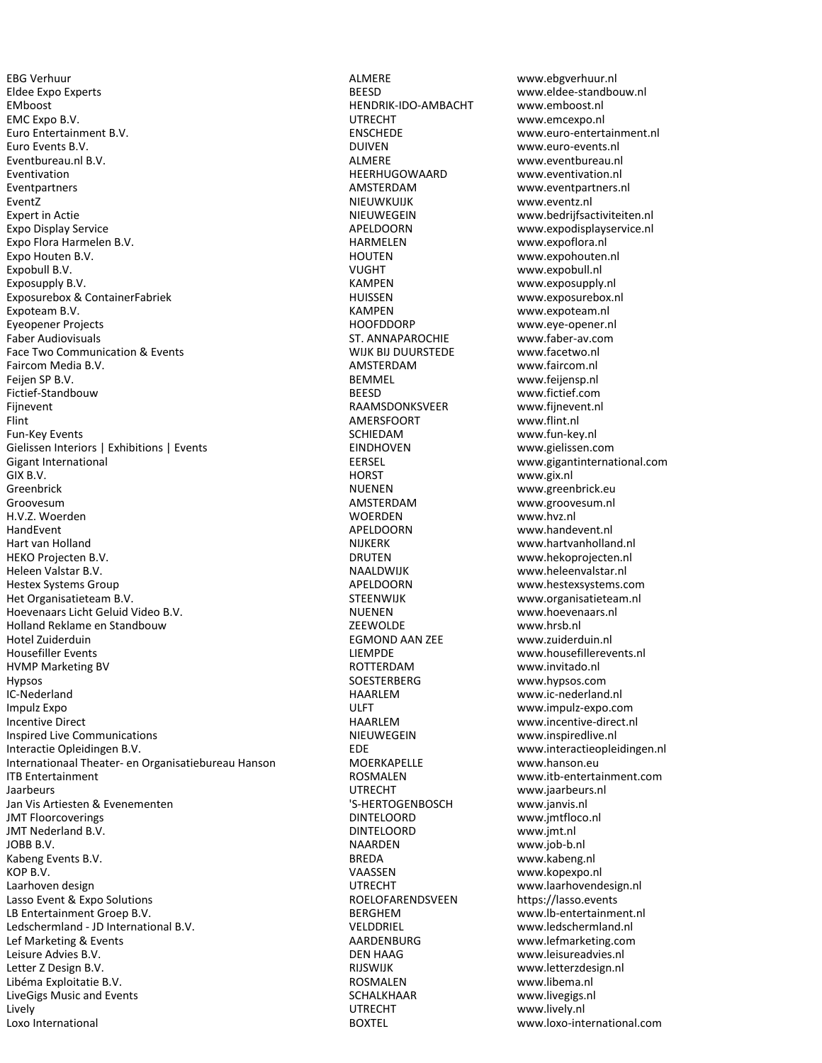| | | |
|---|---|---|
| EBG Verhuur | ALMERE | www.ebgverhuur.nl |
| Eldee Expo Experts | BEESD | www.eldee-standbouw.nl |
| EMboost | HENDRIK-IDO-AMBACHT | www.emboost.nl |
| EMC Expo B.V. | UTRECHT | www.emcexpo.nl |
| Euro Entertainment B.V. | ENSCHEDE | www.euro-entertainment.nl |
| Euro Events B.V. | DUIVEN | www.euro-events.nl |
| Eventbureau.nl B.V. | ALMERE | www.eventbureau.nl |
| Eventivation | HEERHUGOWAARD | www.eventivation.nl |
| Eventpartners | AMSTERDAM | www.eventpartners.nl |
| EventZ | NIEUWKUIJK | www.eventz.nl |
| Expert in Actie | NIEUWEGEIN | www.bedrijfsactiviteiten.nl |
| Expo Display Service | APELDOORN | www.expodisplayservice.nl |
| Expo Flora Harmelen B.V. | HARMELEN | www.expoflora.nl |
| Expo Houten B.V. | HOUTEN | www.expohouten.nl |
| Expobull B.V. | VUGHT | www.expobull.nl |
| Exposupply B.V. | KAMPEN | www.exposupply.nl |
| Exposurebox & ContainerFabriek | HUISSEN | www.exposurebox.nl |
| Expoteam B.V. | KAMPEN | www.expoteam.nl |
| Eyeopener Projects | HOOFDDORP | www.eye-opener.nl |
| Faber Audiovisuals | ST. ANNAPAROCHIE | www.faber-av.com |
| Face Two Communication & Events | WIJK BIJ DUURSTEDE | www.facetwo.nl |
| Faircom Media B.V. | AMSTERDAM | www.faircom.nl |
| Feijen SP B.V. | BEMMEL | www.feijensp.nl |
| Fictief-Standbouw | BEESD | www.fictief.com |
| Fijnevent | RAAMSDONKSVEER | www.fijnevent.nl |
| Flint | AMERSFOORT | www.flint.nl |
| Fun-Key Events | SCHIEDAM | www.fun-key.nl |
| Gielissen Interiors \| Exhibitions \| Events | EINDHOVEN | www.gielissen.com |
| Gigant International | EERSEL | www.gigantinternational.com |
| GIX B.V. | HORST | www.gix.nl |
| Greenbrick | NUENEN | www.greenbrick.eu |
| Groovesum | AMSTERDAM | www.groovesum.nl |
| H.V.Z. Woerden | WOERDEN | www.hvz.nl |
| HandEvent | APELDOORN | www.handevent.nl |
| Hart van Holland | NIJKERK | www.hartvanholland.nl |
| HEKO Projecten B.V. | DRUTEN | www.hekoprojecten.nl |
| Heleen Valstar B.V. | NAALDWIJK | www.heleenvalstar.nl |
| Hestex Systems Group | APELDOORN | www.hestexsystems.com |
| Het Organisatieteam B.V. | STEENWIJK | www.organisatieteam.nl |
| Hoevenaars Licht Geluid Video B.V. | NUENEN | www.hoevenaars.nl |
| Holland Reklame en Standbouw | ZEEWOLDE | www.hrsb.nl |
| Hotel Zuiderduin | EGMOND AAN ZEE | www.zuiderduin.nl |
| Housefiller Events | LIEMPDE | www.housefillerevents.nl |
| HVMP Marketing BV | ROTTERDAM | www.invitado.nl |
| Hypsos | SOESTERBERG | www.hypsos.com |
| IC-Nederland | HAARLEM | www.ic-nederland.nl |
| Impulz Expo | ULFT | www.impulz-expo.com |
| Incentive Direct | HAARLEM | www.incentive-direct.nl |
| Inspired Live Communications | NIEUWEGEIN | www.inspiredlive.nl |
| Interactie Opleidingen B.V. | EDE | www.interactieopleidingen.nl |
| Internationaal Theater- en Organisatiebureau Hanson | MOERKAPELLE | www.hanson.eu |
| ITB Entertainment | ROSMALEN | www.itb-entertainment.com |
| Jaarbeurs | UTRECHT | www.jaarbeurs.nl |
| Jan Vis Artiesten & Evenementen | 'S-HERTOGENBOSCH | www.janvis.nl |
| JMT Floorcoverings | DINTELOORD | www.jmtfloco.nl |
| JMT Nederland B.V. | DINTELOORD | www.jmt.nl |
| JOBB B.V. | NAARDEN | www.job-b.nl |
| Kabeng Events B.V. | BREDA | www.kabeng.nl |
| KOP B.V. | VAASSEN | www.kopexpo.nl |
| Laarhoven design | UTRECHT | www.laarhovendesign.nl |
| Lasso Event & Expo Solutions | ROELOFARENDSVEEN | https://lasso.events |
| LB Entertainment Groep B.V. | BERGHEM | www.lb-entertainment.nl |
| Ledschermland - JD International B.V. | VELDDRIEL | www.ledschermland.nl |
| Lef Marketing & Events | AARDENBURG | www.lefmarketing.com |
| Leisure Advies B.V. | DEN HAAG | www.leisureadvies.nl |
| Letter Z Design B.V. | RIJSWIJK | www.letterzdesign.nl |
| Libéma Exploitatie B.V. | ROSMALEN | www.libema.nl |
| LiveGigs Music and Events | SCHALKHAAR | www.livegigs.nl |
| Lively | UTRECHT | www.lively.nl |
| Loxo International | BOXTEL | www.loxo-international.com |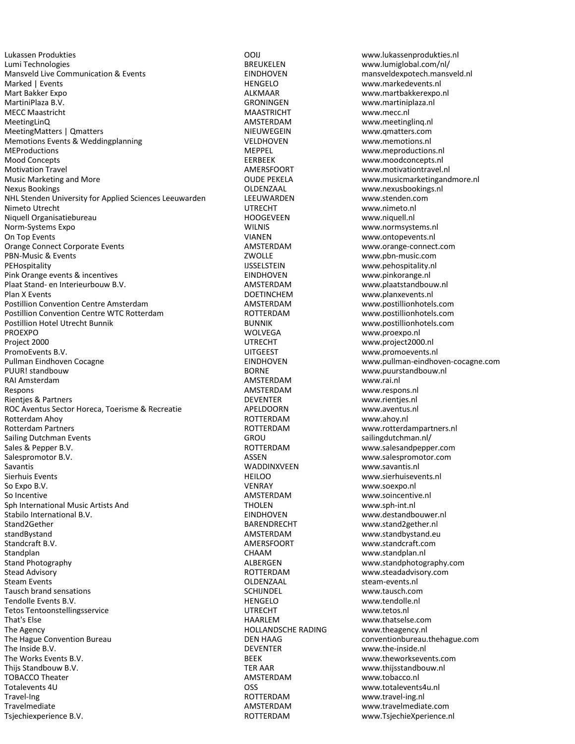| | | |
|---|---|---|
| Lukassen Produkties | OOIJ | www.lukassenprodukties.nl |
| Lumi Technologies | BREUKELEN | www.lumiglobal.com/nl/ |
| Mansveld Live Communication & Events | EINDHOVEN | mansveldexpotech.mansveld.nl |
| Marked \| Events | HENGELO | www.markedevents.nl |
| Mart Bakker Expo | ALKMAAR | www.martbakkerexpo.nl |
| MartiniPlaza B.V. | GRONINGEN | www.martiniplaza.nl |
| MECC Maastricht | MAASTRICHT | www.mecc.nl |
| MeetingLinQ | AMSTERDAM | www.meetinglinq.nl |
| MeetingMatters \| Qmatters | NIEUWEGEIN | www.qmatters.com |
| Memotions Events & Weddingplanning | VELDHOVEN | www.memotions.nl |
| MEProductions | MEPPEL | www.meproductions.nl |
| Mood Concepts | EERBEEK | www.moodconcepts.nl |
| Motivation Travel | AMERSFOORT | www.motivationtravel.nl |
| Music Marketing and More | OUDE PEKELA | www.musicmarketingandmore.nl |
| Nexus Bookings | OLDENZAAL | www.nexusbookings.nl |
| NHL Stenden University for Applied Sciences Leeuwarden | LEEUWARDEN | www.stenden.com |
| Nimeto Utrecht | UTRECHT | www.nimeto.nl |
| Niquell Organisatiebureau | HOOGEVEEN | www.niquell.nl |
| Norm-Systems Expo | WILNIS | www.normsystems.nl |
| On Top Events | VIANEN | www.ontopevents.nl |
| Orange Connect Corporate Events | AMSTERDAM | www.orange-connect.com |
| PBN-Music & Events | ZWOLLE | www.pbn-music.com |
| PEHospitality | IJSSELSTEIN | www.pehospitality.nl |
| Pink Orange events & incentives | EINDHOVEN | www.pinkorange.nl |
| Plaat Stand- en Interieurbouw B.V. | AMSTERDAM | www.plaatstandbouw.nl |
| Plan X Events | DOETINCHEM | www.planxevents.nl |
| Postillion Convention Centre Amsterdam | AMSTERDAM | www.postillionhotels.com |
| Postillion Convention Centre WTC Rotterdam | ROTTERDAM | www.postillionhotels.com |
| Postillion Hotel Utrecht Bunnik | BUNNIK | www.postillionhotels.com |
| PROEXPO | WOLVEGA | www.proexpo.nl |
| Project 2000 | UTRECHT | www.project2000.nl |
| PromoEvents B.V. | UITGEEST | www.promoevents.nl |
| Pullman Eindhoven Cocagne | EINDHOVEN | www.pullman-eindhoven-cocagne.com |
| PUUR! standbouw | BORNE | www.puurstandbouw.nl |
| RAI Amsterdam | AMSTERDAM | www.rai.nl |
| Respons | AMSTERDAM | www.respons.nl |
| Rientjes & Partners | DEVENTER | www.rientjes.nl |
| ROC Aventus Sector Horeca, Toerisme & Recreatie | APELDOORN | www.aventus.nl |
| Rotterdam Ahoy | ROTTERDAM | www.ahoy.nl |
| Rotterdam Partners | ROTTERDAM | www.rotterdampartners.nl |
| Sailing Dutchman Events | GROU | sailingdutchman.nl/ |
| Sales & Pepper B.V. | ROTTERDAM | www.salesandpepper.com |
| Salespromotor B.V. | ASSEN | www.salespromotor.com |
| Savantis | WADDINXVEEN | www.savantis.nl |
| Sierhuis Events | HEILOO | www.sierhuisevents.nl |
| So Expo B.V. | VENRAY | www.soexpo.nl |
| So Incentive | AMSTERDAM | www.soincentive.nl |
| Sph International Music Artists And | THOLEN | www.sph-int.nl |
| Stabilo International B.V. | EINDHOVEN | www.destandbouwer.nl |
| Stand2Gether | BARENDRECHT | www.stand2gether.nl |
| standBystand | AMSTERDAM | www.standbystand.eu |
| Standcraft B.V. | AMERSFOORT | www.standcraft.com |
| Standplan | CHAAM | www.standplan.nl |
| Stand Photography | ALBERGEN | www.standphotography.com |
| Stead Advisory | ROTTERDAM | www.steadadvisory.com |
| Steam Events | OLDENZAAL | steam-events.nl |
| Tausch brand sensations | SCHIJNDEL | www.tausch.com |
| Tendolle Events B.V. | HENGELO | www.tendolle.nl |
| Tetos Tentoonstellingsservice | UTRECHT | www.tetos.nl |
| That's Else | HAARLEM | www.thatselse.com |
| The Agency | HOLLANDSCHE RADING | www.theagency.nl |
| The Hague Convention Bureau | DEN HAAG | conventionbureau.thehague.com |
| The Inside B.V. | DEVENTER | www.the-inside.nl |
| The Works Events B.V. | BEEK | www.theworksevents.com |
| Thijs Standbouw B.V. | TER AAR | www.thijsstandbouw.nl |
| TOBACCO Theater | AMSTERDAM | www.tobacco.nl |
| Totalevents 4U | OSS | www.totalevents4u.nl |
| Travel-Ing | ROTTERDAM | www.travel-ing.nl |
| Travelmediate | AMSTERDAM | www.travelmediate.com |
| Tsjechiexperience B.V. | ROTTERDAM | www.TsjechieXperience.nl |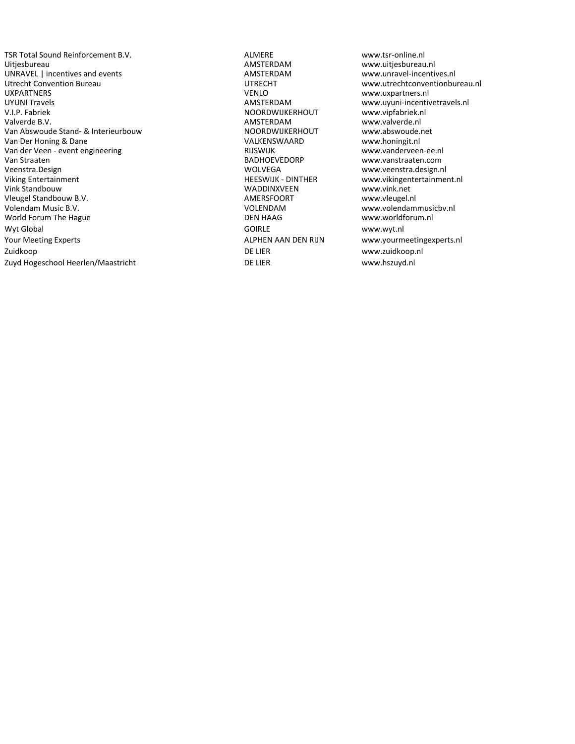| | | |
|---|---|---|
| TSR Total Sound Reinforcement B.V. | ALMERE | www.tsr-online.nl |
| Uitjesbureau | AMSTERDAM | www.uitjesbureau.nl |
| UNRAVEL \| incentives and events | AMSTERDAM | www.unravel-incentives.nl |
| Utrecht Convention Bureau | UTRECHT | www.utrechtconventionbureau.nl |
| UXPARTNERS | VENLO | www.uxpartners.nl |
| UYUNI Travels | AMSTERDAM | www.uyuni-incentivetravels.nl |
| V.I.P. Fabriek | NOORDWIJKERHOUT | www.vipfabriek.nl |
| Valverde B.V. | AMSTERDAM | www.valverde.nl |
| Van Abswoude Stand- & Interieurbouw | NOORDWIJKERHOUT | www.abswoude.net |
| Van Der Honing & Dane | VALKENSWAARD | www.honingit.nl |
| Van der Veen - event engineering | RIJSWIJK | www.vanderveen-ee.nl |
| Van Straaten | BADHOEVEDORP | www.vanstraaten.com |
| Veenstra.Design | WOLVEGA | www.veenstra.design.nl |
| Viking Entertainment | HEESWIJK - DINTHER | www.vikingentertainment.nl |
| Vink Standbouw | WADDINXVEEN | www.vink.net |
| Vleugel Standbouw B.V. | AMERSFOORT | www.vleugel.nl |
| Volendam Music B.V. | VOLENDAM | www.volendammusicbv.nl |
| World Forum The Hague | DEN HAAG | www.worldforum.nl |
| Wyt Global | GOIRLE | www.wyt.nl |
| Your Meeting Experts | ALPHEN AAN DEN RIJN | www.yourmeetingexperts.nl |
| Zuidkoop | DE LIER | www.zuidkoop.nl |
| Zuyd Hogeschool Heerlen/Maastricht | DE LIER | www.hszuyd.nl |